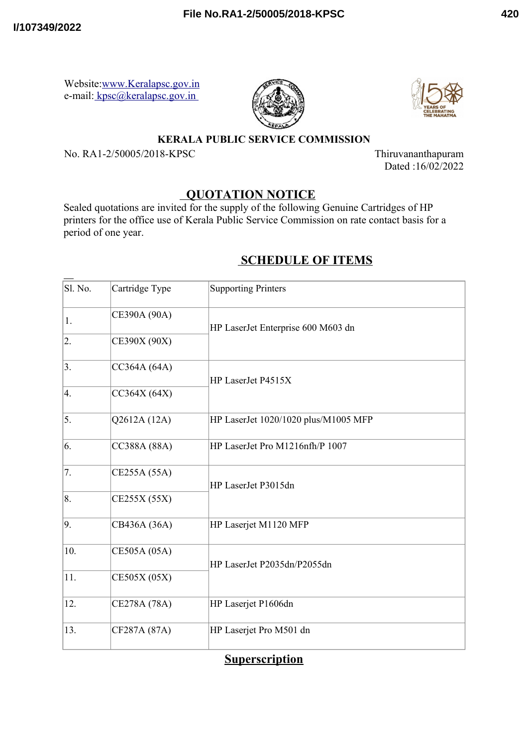Website:www.Keralapsc.gov.in
e-mail: kpsc@keralapsc.gov.in

# KERALA PUBLIC SERVICE COMMISSION

No. RA1-2/50005/2018-KPSC

Thiruvananthapuram
Dated :16/02/2022

## QUOTATION NOTICE

Sealed quotations are invited for the supply of the following Genuine Cartridges of HP printers for the office use of Kerala Public Service Commission on rate contact basis for a period of one year.

## SCHEDULE OF ITEMS

| Sl. No. | Cartridge Type | Supporting Printers |
|---|---|---|
| 1. | CE390A (90A) | HP LaserJet Enterprise 600 M603 dn |
| 2. | CE390X (90X) | |
| 3. | CC364A (64A) | HP LaserJet P4515X |
| 4. | CC364X (64X) | |
| 5. | Q2612A (12A) | HP LaserJet 1020/1020 plus/M1005 MFP |
| 6. | CC388A (88A) | HP LaserJet Pro M1216nfh/P 1007 |
| 7. | CE255A (55A) | HP LaserJet P3015dn |
| 8. | CE255X (55X) | |
| 9. | CB436A (36A) | HP Laserjet M1120 MFP |
| 10. | CE505A (05A) | HP LaserJet P2035dn/P2055dn |
| 11. | CE505X (05X) | |
| 12. | CE278A (78A) | HP Laserjet P1606dn |
| 13. | CF287A (87A) | HP Laserjet Pro M501 dn |

## Superscription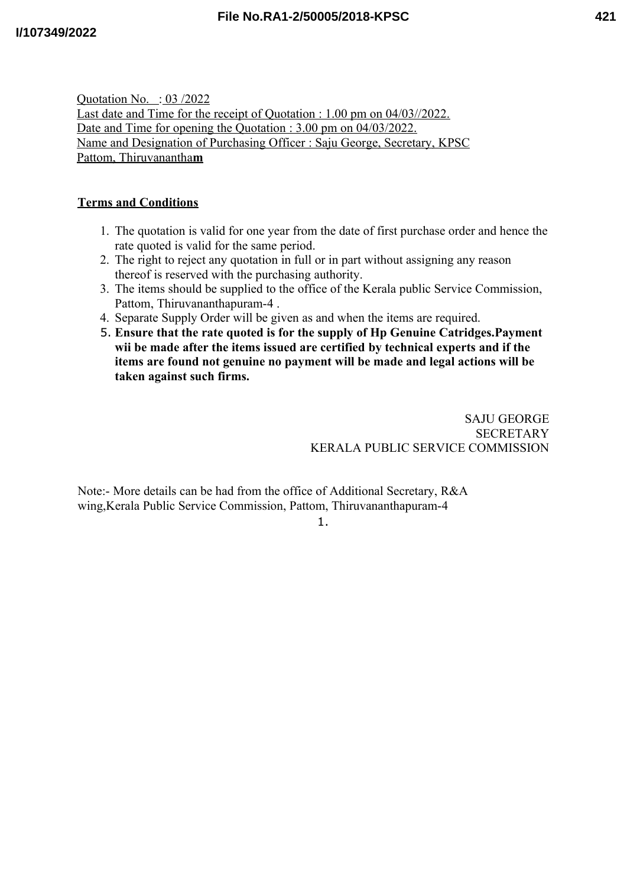Quotation No. : 03 /2022
Last date and Time for the receipt of Quotation : 1.00 pm on 04/03//2022.
Date and Time for opening the Quotation : 3.00 pm on 04/03/2022.
Name and Designation of Purchasing Officer : Saju George, Secretary, KPSC
Pattom, Thiruvanantha**m**

**Terms and Conditions**

1. The quotation is valid for one year from the date of first purchase order and hence the rate quoted is valid for the same period.
2. The right to reject any quotation in full or in part without assigning any reason thereof is reserved with the purchasing authority.
3. The items should be supplied to the office of the Kerala public Service Commission, Pattom, Thiruvananthapuram-4 .
4. Separate Supply Order will be given as and when the items are required.
5. **Ensure that the rate quoted is for the supply of Hp Genuine Catridges.Payment wii be made after the items issued are certified by technical experts and if the items are found not genuine no payment will be made and legal actions will be taken against such firms.**

SAJU GEORGE
SECRETARY
KERALA PUBLIC SERVICE COMMISSION

Note:- More details can be had from the office of Additional Secretary, R&A wing,Kerala Public Service Commission, Pattom, Thiruvananthapuram-4